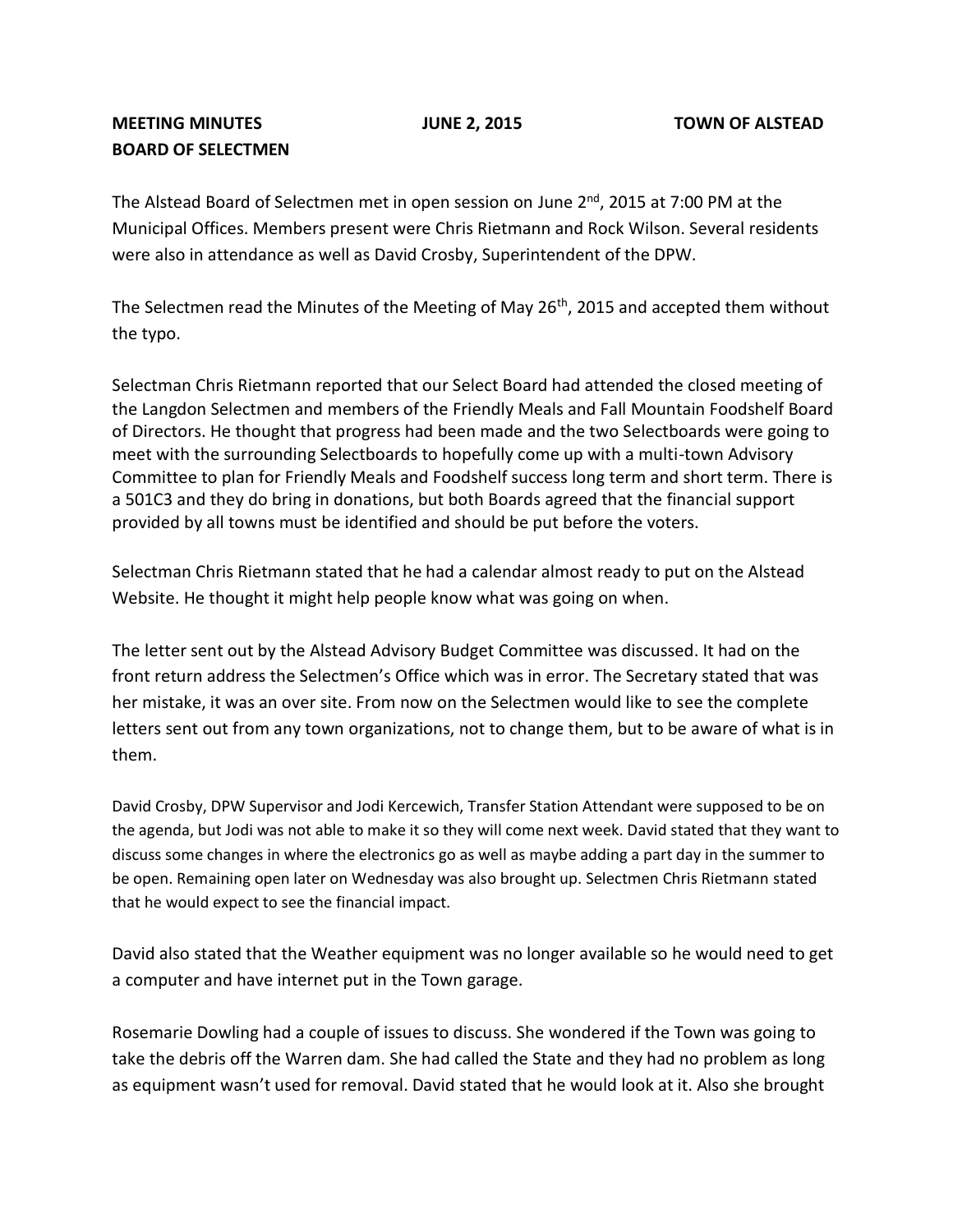**MEETING MINUTES** **JUNE 2, 2015** **TOWN OF ALSTEAD**
**BOARD OF SELECTMEN**

The Alstead Board of Selectmen met in open session on June 2nd, 2015 at 7:00 PM at the Municipal Offices. Members present were Chris Rietmann and Rock Wilson. Several residents were also in attendance as well as David Crosby, Superintendent of the DPW.

The Selectmen read the Minutes of the Meeting of May 26th, 2015 and accepted them without the typo.

Selectman Chris Rietmann reported that our Select Board had attended the closed meeting of the Langdon Selectmen and members of the Friendly Meals and Fall Mountain Foodshelf Board of Directors. He thought that progress had been made and the two Selectboards were going to meet with the surrounding Selectboards to hopefully come up with a multi-town Advisory Committee to plan for Friendly Meals and Foodshelf success long term and short term. There is a 501C3 and they do bring in donations, but both Boards agreed that the financial support provided by all towns must be identified and should be put before the voters.

Selectman Chris Rietmann stated that he had a calendar almost ready to put on the Alstead Website. He thought it might help people know what was going on when.

The letter sent out by the Alstead Advisory Budget Committee was discussed. It had on the front return address the Selectmen's Office which was in error. The Secretary stated that was her mistake, it was an over site. From now on the Selectmen would like to see the complete letters sent out from any town organizations, not to change them, but to be aware of what is in them.

David Crosby, DPW Supervisor and Jodi Kercewich, Transfer Station Attendant were supposed to be on the agenda, but Jodi was not able to make it so they will come next week. David stated that they want to discuss some changes in where the electronics go as well as maybe adding a part day in the summer to be open. Remaining open later on Wednesday was also brought up. Selectmen Chris Rietmann stated that he would expect to see the financial impact.

David also stated that the Weather equipment was no longer available so he would need to get a computer and have internet put in the Town garage.

Rosemarie Dowling had a couple of issues to discuss. She wondered if the Town was going to take the debris off the Warren dam. She had called the State and they had no problem as long as equipment wasn't used for removal. David stated that he would look at it. Also she brought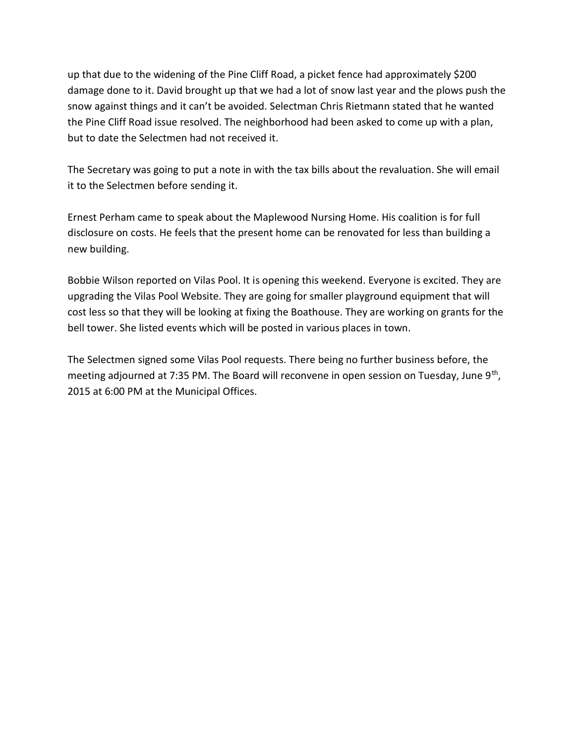up that due to the widening of the Pine Cliff Road, a picket fence had approximately $200 damage done to it. David brought up that we had a lot of snow last year and the plows push the snow against things and it can't be avoided. Selectman Chris Rietmann stated that he wanted the Pine Cliff Road issue resolved. The neighborhood had been asked to come up with a plan, but to date the Selectmen had not received it.

The Secretary was going to put a note in with the tax bills about the revaluation. She will email it to the Selectmen before sending it.

Ernest Perham came to speak about the Maplewood Nursing Home. His coalition is for full disclosure on costs. He feels that the present home can be renovated for less than building a new building.

Bobbie Wilson reported on Vilas Pool. It is opening this weekend. Everyone is excited. They are upgrading the Vilas Pool Website. They are going for smaller playground equipment that will cost less so that they will be looking at fixing the Boathouse. They are working on grants for the bell tower. She listed events which will be posted in various places in town.

The Selectmen signed some Vilas Pool requests. There being no further business before, the meeting adjourned at 7:35 PM. The Board will reconvene in open session on Tuesday, June 9th, 2015 at 6:00 PM at the Municipal Offices.